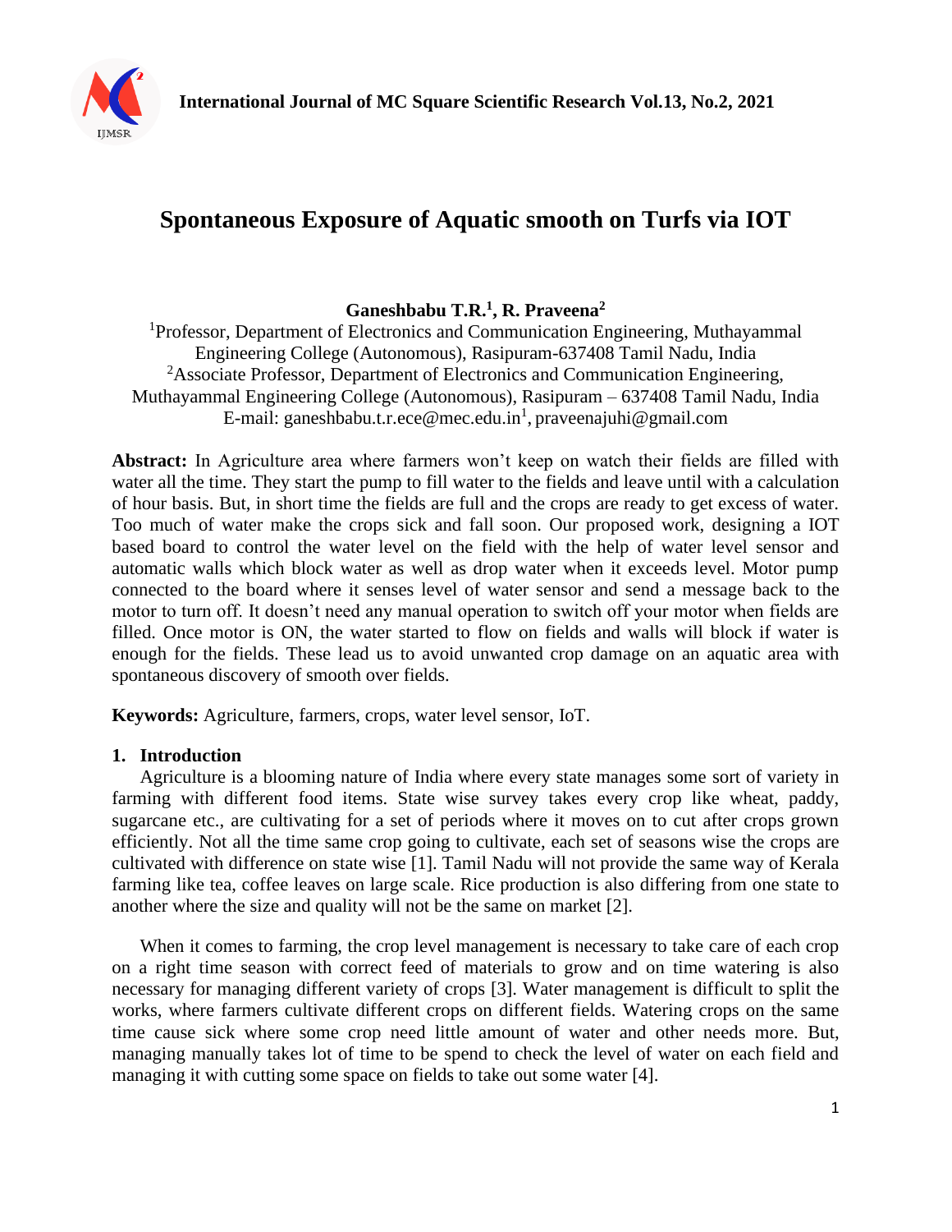# Spontaneous Exposure of Aquatic smooth on Turfs via IOT

**Ganeshbabu T.R.[1], R. Praveena[2]**

[1]Professor, Department of Electronics and Communication Engineering, Muthayammal Engineering College (Autonomous), Rasipuram-637408 Tamil Nadu, India
[2]Associate Professor, Department of Electronics and Communication Engineering, Muthayammal Engineering College (Autonomous), Rasipuram – 637408 Tamil Nadu, India
E-mail: ganeshbabu.t.r.ece@mec.edu.in[1], praveenajuhi@gmail.com

**Abstract:** In Agriculture area where farmers won't keep on watch their fields are filled with water all the time. They start the pump to fill water to the fields and leave until with a calculation of hour basis. But, in short time the fields are full and the crops are ready to get excess of water. Too much of water make the crops sick and fall soon. Our proposed work, designing a IOT based board to control the water level on the field with the help of water level sensor and automatic walls which block water as well as drop water when it exceeds level. Motor pump connected to the board where it senses level of water sensor and send a message back to the motor to turn off. It doesn't need any manual operation to switch off your motor when fields are filled. Once motor is ON, the water started to flow on fields and walls will block if water is enough for the fields. These lead us to avoid unwanted crop damage on an aquatic area with spontaneous discovery of smooth over fields.

**Keywords:** Agriculture, farmers, crops, water level sensor, IoT.

## 1. Introduction

Agriculture is a blooming nature of India where every state manages some sort of variety in farming with different food items. State wise survey takes every crop like wheat, paddy, sugarcane etc., are cultivating for a set of periods where it moves on to cut after crops grown efficiently. Not all the time same crop going to cultivate, each set of seasons wise the crops are cultivated with difference on state wise [1]. Tamil Nadu will not provide the same way of Kerala farming like tea, coffee leaves on large scale. Rice production is also differing from one state to another where the size and quality will not be the same on market [2].

When it comes to farming, the crop level management is necessary to take care of each crop on a right time season with correct feed of materials to grow and on time watering is also necessary for managing different variety of crops [3]. Water management is difficult to split the works, where farmers cultivate different crops on different fields. Watering crops on the same time cause sick where some crop need little amount of water and other needs more. But, managing manually takes lot of time to be spend to check the level of water on each field and managing it with cutting some space on fields to take out some water [4].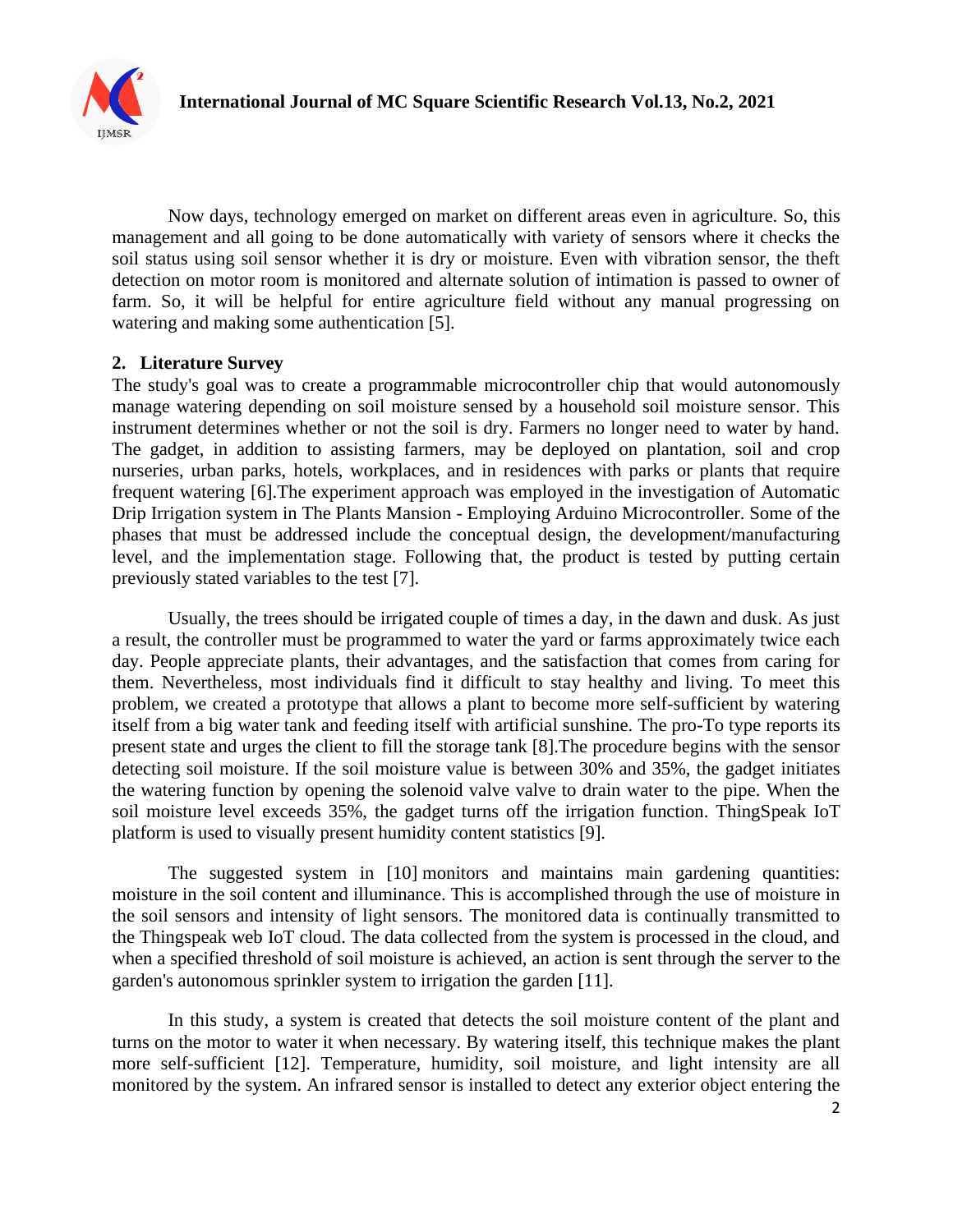Now days, technology emerged on market on different areas even in agriculture. So, this management and all going to be done automatically with variety of sensors where it checks the soil status using soil sensor whether it is dry or moisture. Even with vibration sensor, the theft detection on motor room is monitored and alternate solution of intimation is passed to owner of farm. So, it will be helpful for entire agriculture field without any manual progressing on watering and making some authentication [5].

## 2. Literature Survey

The study's goal was to create a programmable microcontroller chip that would autonomously manage watering depending on soil moisture sensed by a household soil moisture sensor. This instrument determines whether or not the soil is dry. Farmers no longer need to water by hand. The gadget, in addition to assisting farmers, may be deployed on plantation, soil and crop nurseries, urban parks, hotels, workplaces, and in residences with parks or plants that require frequent watering [6].The experiment approach was employed in the investigation of Automatic Drip Irrigation system in The Plants Mansion - Employing Arduino Microcontroller. Some of the phases that must be addressed include the conceptual design, the development/manufacturing level, and the implementation stage. Following that, the product is tested by putting certain previously stated variables to the test [7].

Usually, the trees should be irrigated couple of times a day, in the dawn and dusk. As just a result, the controller must be programmed to water the yard or farms approximately twice each day. People appreciate plants, their advantages, and the satisfaction that comes from caring for them. Nevertheless, most individuals find it difficult to stay healthy and living. To meet this problem, we created a prototype that allows a plant to become more self-sufficient by watering itself from a big water tank and feeding itself with artificial sunshine. The pro-To type reports its present state and urges the client to fill the storage tank [8].The procedure begins with the sensor detecting soil moisture. If the soil moisture value is between 30% and 35%, the gadget initiates the watering function by opening the solenoid valve valve to drain water to the pipe. When the soil moisture level exceeds 35%, the gadget turns off the irrigation function. ThingSpeak IoT platform is used to visually present humidity content statistics [9].

The suggested system in [10] monitors and maintains main gardening quantities: moisture in the soil content and illuminance. This is accomplished through the use of moisture in the soil sensors and intensity of light sensors. The monitored data is continually transmitted to the Thingspeak web IoT cloud. The data collected from the system is processed in the cloud, and when a specified threshold of soil moisture is achieved, an action is sent through the server to the garden's autonomous sprinkler system to irrigation the garden [11].

In this study, a system is created that detects the soil moisture content of the plant and turns on the motor to water it when necessary. By watering itself, this technique makes the plant more self-sufficient [12]. Temperature, humidity, soil moisture, and light intensity are all monitored by the system. An infrared sensor is installed to detect any exterior object entering the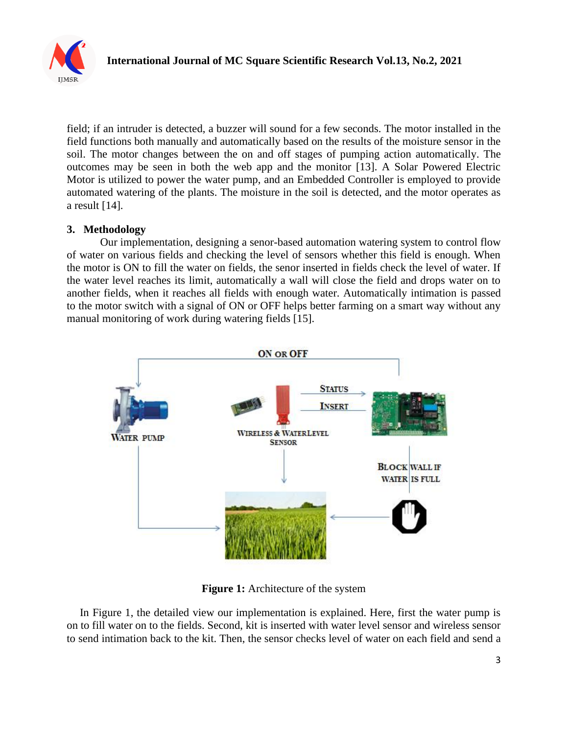field; if an intruder is detected, a buzzer will sound for a few seconds. The motor installed in the field functions both manually and automatically based on the results of the moisture sensor in the soil. The motor changes between the on and off stages of pumping action automatically. The outcomes may be seen in both the web app and the monitor [13]. A Solar Powered Electric Motor is utilized to power the water pump, and an Embedded Controller is employed to provide automated watering of the plants. The moisture in the soil is detected, and the motor operates as a result [14].

## 3. Methodology

Our implementation, designing a senor-based automation watering system to control flow of water on various fields and checking the level of sensors whether this field is enough. When the motor is ON to fill the water on fields, the senor inserted in fields check the level of water. If the water level reaches its limit, automatically a wall will close the field and drops water on to another fields, when it reaches all fields with enough water. Automatically intimation is passed to the motor switch with a signal of ON or OFF helps better farming on a smart way without any manual monitoring of work during watering fields [15].

**Figure 1:** Architecture of the system

In Figure 1, the detailed view our implementation is explained. Here, first the water pump is on to fill water on to the fields. Second, kit is inserted with water level sensor and wireless sensor to send intimation back to the kit. Then, the sensor checks level of water on each field and send a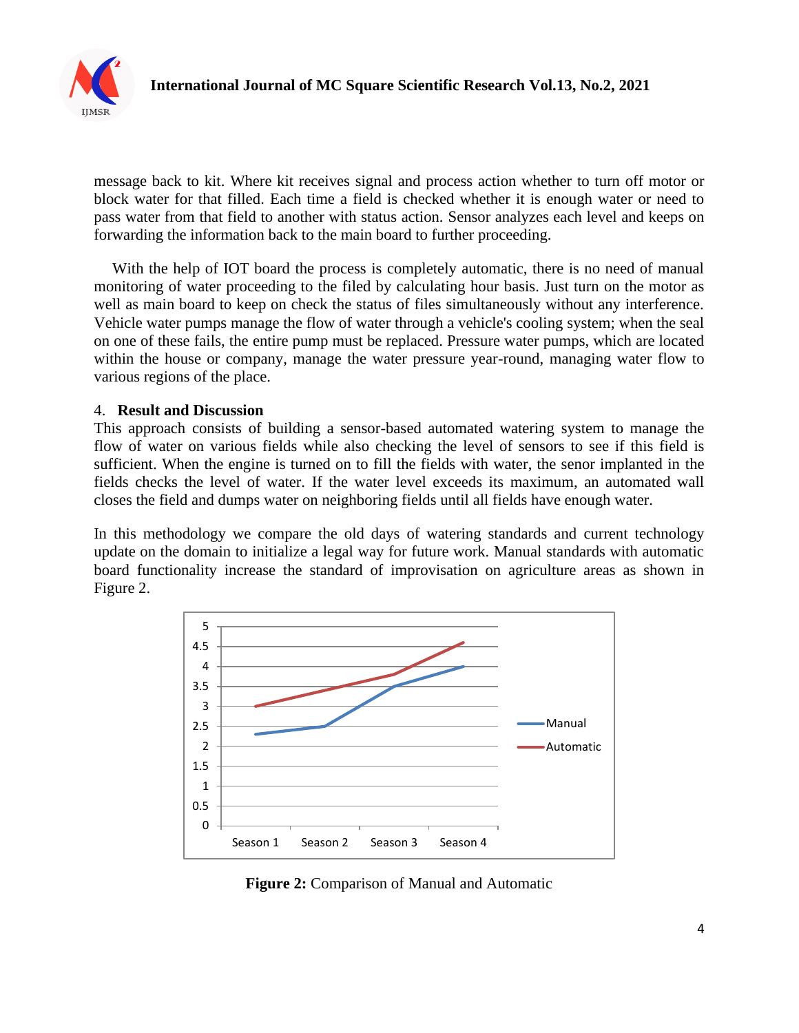message back to kit. Where kit receives signal and process action whether to turn off motor or block water for that filled. Each time a field is checked whether it is enough water or need to pass water from that field to another with status action. Sensor analyzes each level and keeps on forwarding the information back to the main board to further proceeding.

With the help of IOT board the process is completely automatic, there is no need of manual monitoring of water proceeding to the filed by calculating hour basis. Just turn on the motor as well as main board to keep on check the status of files simultaneously without any interference. Vehicle water pumps manage the flow of water through a vehicle's cooling system; when the seal on one of these fails, the entire pump must be replaced. Pressure water pumps, which are located within the house or company, manage the water pressure year-round, managing water flow to various regions of the place.

## 4. Result and Discussion

This approach consists of building a sensor-based automated watering system to manage the flow of water on various fields while also checking the level of sensors to see if this field is sufficient. When the engine is turned on to fill the fields with water, the senor implanted in the fields checks the level of water. If the water level exceeds its maximum, an automated wall closes the field and dumps water on neighboring fields until all fields have enough water.

In this methodology we compare the old days of watering standards and current technology update on the domain to initialize a legal way for future work. Manual standards with automatic board functionality increase the standard of improvisation on agriculture areas as shown in Figure 2.

**Figure 2:** Comparison of Manual and Automatic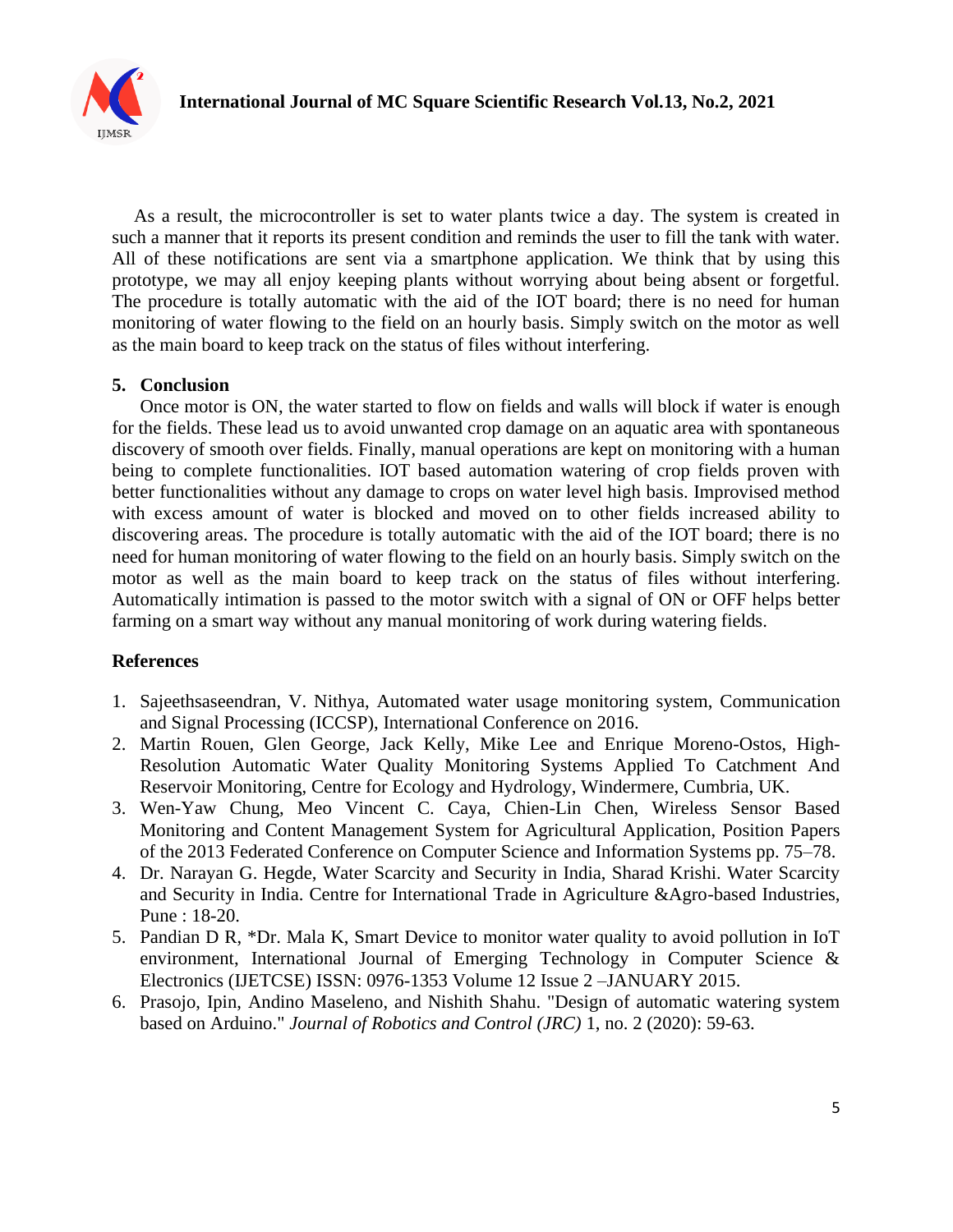As a result, the microcontroller is set to water plants twice a day. The system is created in such a manner that it reports its present condition and reminds the user to fill the tank with water. All of these notifications are sent via a smartphone application. We think that by using this prototype, we may all enjoy keeping plants without worrying about being absent or forgetful. The procedure is totally automatic with the aid of the IOT board; there is no need for human monitoring of water flowing to the field on an hourly basis. Simply switch on the motor as well as the main board to keep track on the status of files without interfering.

## 5. Conclusion

Once motor is ON, the water started to flow on fields and walls will block if water is enough for the fields. These lead us to avoid unwanted crop damage on an aquatic area with spontaneous discovery of smooth over fields. Finally, manual operations are kept on monitoring with a human being to complete functionalities. IOT based automation watering of crop fields proven with better functionalities without any damage to crops on water level high basis. Improvised method with excess amount of water is blocked and moved on to other fields increased ability to discovering areas. The procedure is totally automatic with the aid of the IOT board; there is no need for human monitoring of water flowing to the field on an hourly basis. Simply switch on the motor as well as the main board to keep track on the status of files without interfering. Automatically intimation is passed to the motor switch with a signal of ON or OFF helps better farming on a smart way without any manual monitoring of work during watering fields.

## References

1. Sajeethsaseendran, V. Nithya, Automated water usage monitoring system, Communication and Signal Processing (ICCSP), International Conference on 2016.
2. Martin Rouen, Glen George, Jack Kelly, Mike Lee and Enrique Moreno-Ostos, High-Resolution Automatic Water Quality Monitoring Systems Applied To Catchment And Reservoir Monitoring, Centre for Ecology and Hydrology, Windermere, Cumbria, UK.
3. Wen-Yaw Chung, Meo Vincent C. Caya, Chien-Lin Chen, Wireless Sensor Based Monitoring and Content Management System for Agricultural Application, Position Papers of the 2013 Federated Conference on Computer Science and Information Systems pp. 75–78.
4. Dr. Narayan G. Hegde, Water Scarcity and Security in India, Sharad Krishi. Water Scarcity and Security in India. Centre for International Trade in Agriculture &Agro-based Industries, Pune : 18-20.
5. Pandian D R, *Dr. Mala K, Smart Device to monitor water quality to avoid pollution in IoT environment, International Journal of Emerging Technology in Computer Science & Electronics (IJETCSE) ISSN: 0976-1353 Volume 12 Issue 2 –JANUARY 2015.
6. Prasojo, Ipin, Andino Maseleno, and Nishith Shahu. "Design of automatic watering system based on Arduino." *Journal of Robotics and Control (JRC)* 1, no. 2 (2020): 59-63.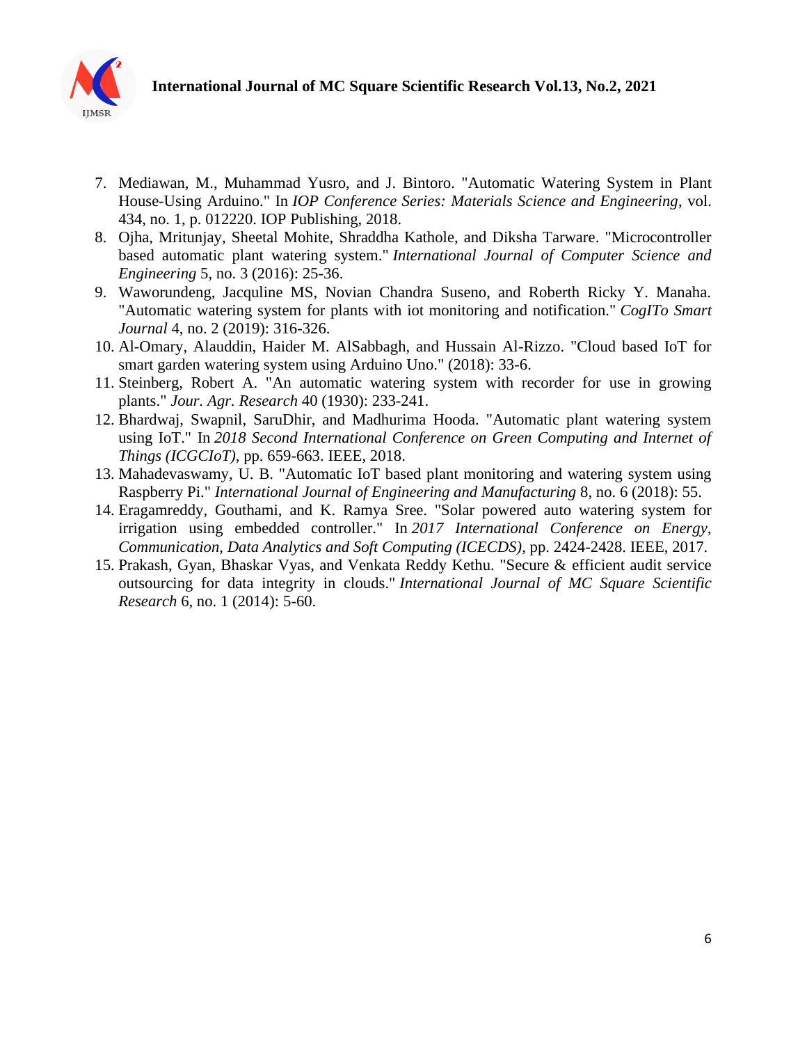7. Mediawan, M., Muhammad Yusro, and J. Bintoro. "Automatic Watering System in Plant House-Using Arduino." In *IOP Conference Series: Materials Science and Engineering*, vol. 434, no. 1, p. 012220. IOP Publishing, 2018.
8. Ojha, Mritunjay, Sheetal Mohite, Shraddha Kathole, and Diksha Tarware. "Microcontroller based automatic plant watering system." *International Journal of Computer Science and Engineering* 5, no. 3 (2016): 25-36.
9. Waworundeng, Jacquline MS, Novian Chandra Suseno, and Roberth Ricky Y. Manaha. "Automatic watering system for plants with iot monitoring and notification." *CogITo Smart Journal* 4, no. 2 (2019): 316-326.
10. Al-Omary, Alauddin, Haider M. AlSabbagh, and Hussain Al-Rizzo. "Cloud based IoT for smart garden watering system using Arduino Uno." (2018): 33-6.
11. Steinberg, Robert A. "An automatic watering system with recorder for use in growing plants." *Jour. Agr. Research* 40 (1930): 233-241.
12. Bhardwaj, Swapnil, SaruDhir, and Madhurima Hooda. "Automatic plant watering system using IoT." In *2018 Second International Conference on Green Computing and Internet of Things (ICGCIoT)*, pp. 659-663. IEEE, 2018.
13. Mahadevaswamy, U. B. "Automatic IoT based plant monitoring and watering system using Raspberry Pi." *International Journal of Engineering and Manufacturing* 8, no. 6 (2018): 55.
14. Eragamreddy, Gouthami, and K. Ramya Sree. "Solar powered auto watering system for irrigation using embedded controller." In *2017 International Conference on Energy, Communication, Data Analytics and Soft Computing (ICECDS)*, pp. 2424-2428. IEEE, 2017.
15. Prakash, Gyan, Bhaskar Vyas, and Venkata Reddy Kethu. "Secure & efficient audit service outsourcing for data integrity in clouds." *International Journal of MC Square Scientific Research* 6, no. 1 (2014): 5-60.